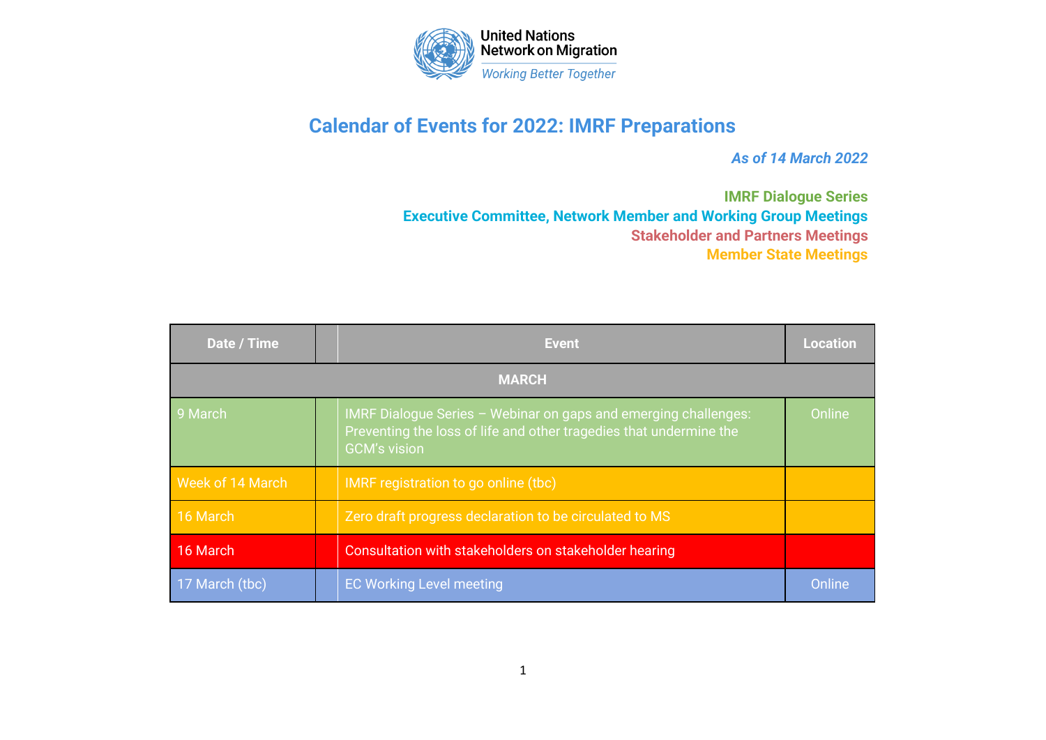United Nations
Network on Migration
*Working Better Together*

# Calendar of Events for 2022: IMRF Preparations

*As of 14 March 2022*

**IMRF Dialogue Series**
**Executive Committee, Network Member and Working Group Meetings**
**Stakeholder and Partners Meetings**
**Member State Meetings**

| Date / Time | | Event | Location |
|---|---|---|---|
| **MARCH** | | | |
| 9 March | | IMRF Dialogue Series – Webinar on gaps and emerging challenges: Preventing the loss of life and other tragedies that undermine the GCM's vision | Online |
| Week of 14 March | | IMRF registration to go online (tbc) | |
| 16 March | | Zero draft progress declaration to be circulated to MS | |
| 16 March | | Consultation with stakeholders on stakeholder hearing | |
| 17 March (tbc) | | EC Working Level meeting | Online |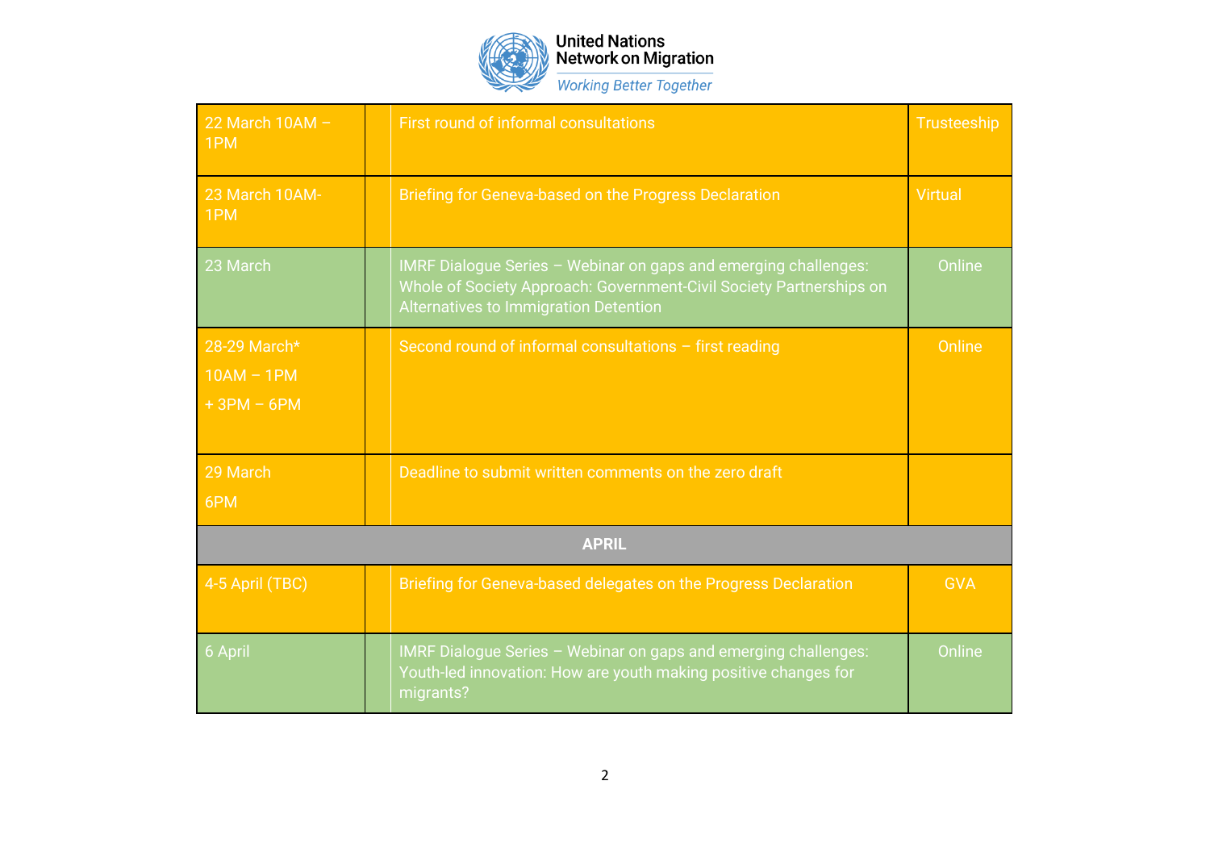| | | | |
|---|---|---|---|
| 22 March 10AM – 1PM | | First round of informal consultations | Trusteeship |
| 23 March 10AM-1PM | | Briefing for Geneva-based on the Progress Declaration | Virtual |
| 23 March | | IMRF Dialogue Series – Webinar on gaps and emerging challenges: Whole of Society Approach: Government-Civil Society Partnerships on Alternatives to Immigration Detention | Online |
| 28-29 March* 10AM – 1PM + 3PM – 6PM | | Second round of informal consultations – first reading | Online |
| 29 March 6PM | | Deadline to submit written comments on the zero draft | |
| **APRIL** | | | |
| 4-5 April (TBC) | | Briefing for Geneva-based delegates on the Progress Declaration | GVA |
| 6 April | | IMRF Dialogue Series – Webinar on gaps and emerging challenges: Youth-led innovation: How are youth making positive changes for migrants? | Online |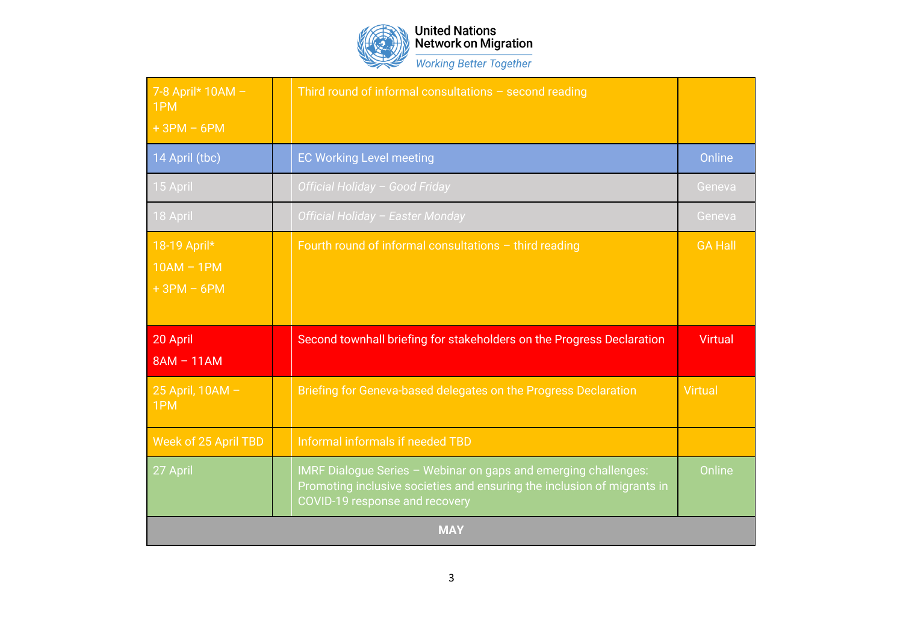| | | | |
|---|---|---|---|
| 7-8 April* 10AM – 1PM<br>+ 3PM – 6PM | | Third round of informal consultations – second reading | |
| 14 April (tbc) | | EC Working Level meeting | Online |
| 15 April | | *Official Holiday – Good Friday* | Geneva |
| 18 April | | *Official Holiday – Easter Monday* | Geneva |
| 18-19 April*<br>10AM – 1PM<br>+ 3PM – 6PM | | Fourth round of informal consultations – third reading | GA Hall |
| 20 April<br>8AM – 11AM | | Second townhall briefing for stakeholders on the Progress Declaration | Virtual |
| 25 April, 10AM – 1PM | | Briefing for Geneva-based delegates on the Progress Declaration | Virtual |
| Week of 25 April TBD | | Informal informals if needed TBD | |
| 27 April | | IMRF Dialogue Series – Webinar on gaps and emerging challenges: Promoting inclusive societies and ensuring the inclusion of migrants in COVID-19 response and recovery | Online |
| **MAY** | | | |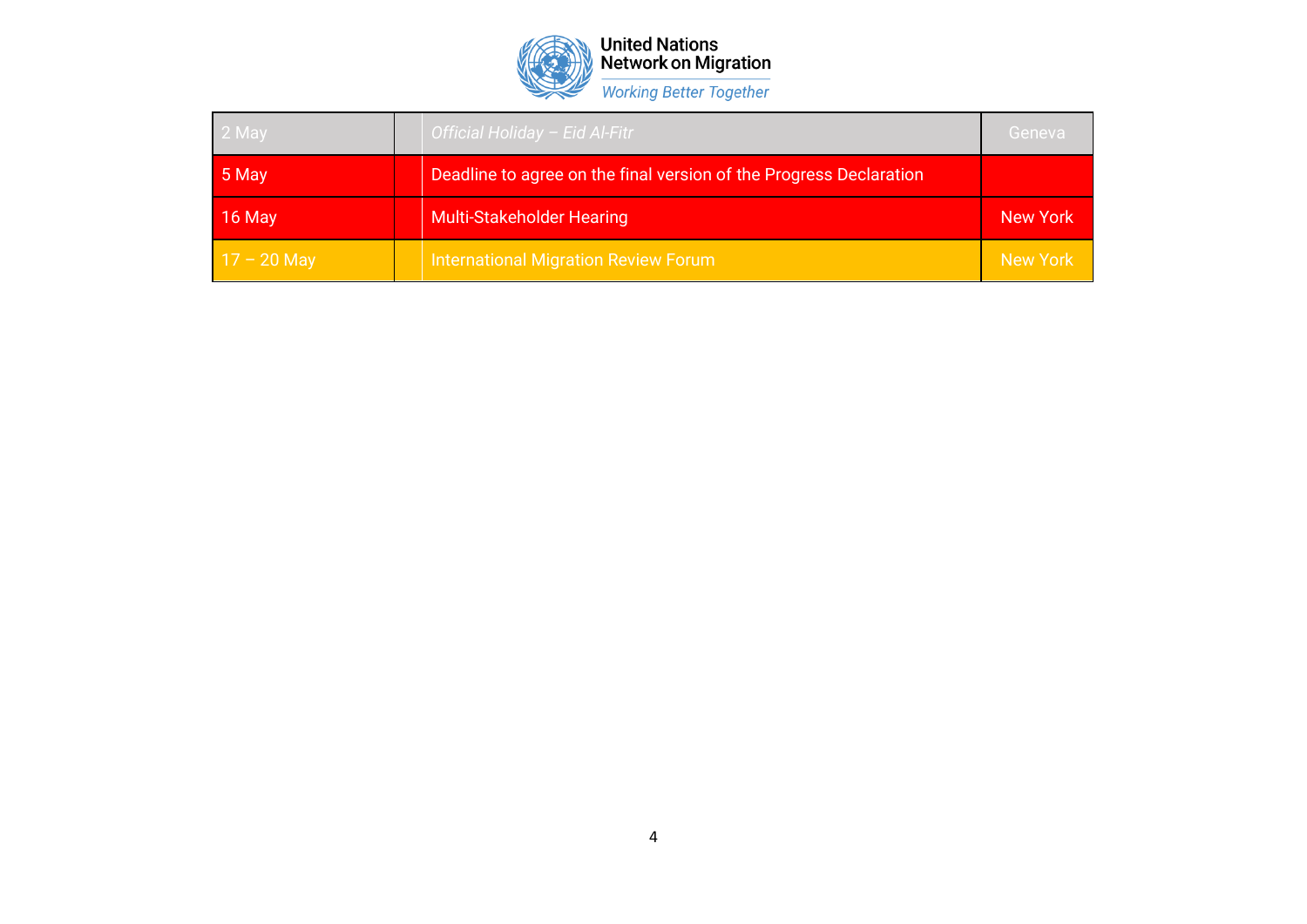United Nations Network on Migration
*Working Better Together*

| | | | |
|---|---|---|---|
| 2 May | | *Official Holiday – Eid Al-Fitr* | Geneva |
| 5 May | | Deadline to agree on the final version of the Progress Declaration | |
| 16 May | | Multi-Stakeholder Hearing | New York |
| 17 – 20 May | | International Migration Review Forum | New York |